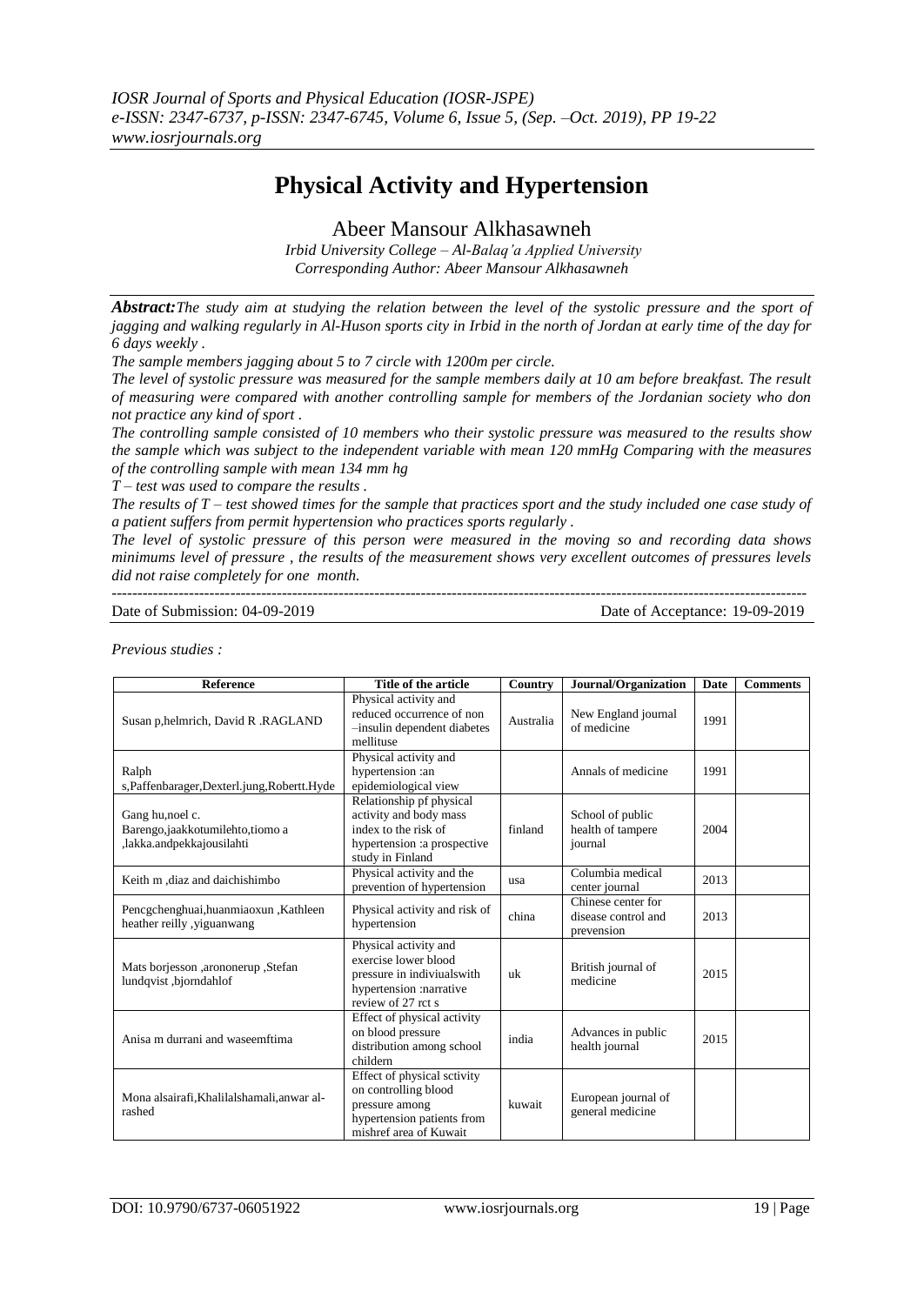# Physical Activity and Hypertension

Abeer Mansour Alkhasawneh

*Irbid University College – Al-Balaq'a Applied University*
*Corresponding Author: Abeer Mansour Alkhasawneh*

***Abstract:*** *The study aim at studying the relation between the level of the systolic pressure and the sport of jagging and walking regularly in Al-Huson sports city in Irbid in the north of Jordan at early time of the day for 6 days weekly .*

*The sample members jagging about 5 to 7 circle with 1200m per circle.*

*The level of systolic pressure was measured for the sample members daily at 10 am before breakfast. The result of measuring were compared with another controlling sample for members of the Jordanian society who don not practice any kind of sport .*

*The controlling sample consisted of 10 members who their systolic pressure was measured to the results show the sample which was subject to the independent variable with mean 120 mmHg Comparing with the measures of the controlling sample with mean 134 mm hg*

*T – test was used to compare the results .*

*The results of T – test showed times for the sample that practices sport and the study included one case study of a patient suffers from permit hypertension who practices sports regularly .*

*The level of systolic pressure of this person were measured in the moving so and recording data shows minimums level of pressure , the results of the measurement shows very excellent outcomes of pressures levels did not raise completely for one month.*

---

Date of Submission: 04-09-2019 Date of Acceptance: 19-09-2019

---

*Previous studies :*

| Reference | Title of the article | Country | Journal/Organization | Date | Comments |
|---|---|---|---|---|---|
| Susan p,helmrich, David R .RAGLAND | Physical activity and reduced occurrence of non –insulin dependent diabetes mellituse | Australia | New England joumal of medicine | 1991 | |
| Ralph s,Paffenbarager,Dexterl.jung,Robertt.Hyde | Physical activity and hypertension :an epidemiological view | | Annals of medicine | 1991 | |
| Gang hu,noel c. Barengo,jaakkotumilehto,tiomo a ,lakka.andpekkajousilahti | Relationship pf physical activity and body mass index to the risk of hypertension :a prospective study in Finland | finland | School of public health of tampere journal | 2004 | |
| Keith m ,diaz and daichishimbo | Physical activity and the prevention of hypertension | usa | Columbia medical center journal | 2013 | |
| Pencgchenghuai,huanmiaoxun ,Kathleen heather reilly ,yiguanwang | Physical activity and risk of hypertension | china | Chinese center for disease control and prevension | 2013 | |
| Mats borjesson ,arononerup ,Stefan lundqvist ,bjorndahlof | Physical activity and exercise lower blood pressure in indiviualswith hypertension :narrative review of 27 rct s | uk | British journal of medicine | 2015 | |
| Anisa m durrani and waseemftima | Effect of physical activity on blood pressure distribution among school childern | india | Advances in public health journal | 2015 | |
| Mona alsairafi,Khalilalshamali,anwar al-rashed | Effect of physical sctivity on controlling blood pressure among hypertension patients from mishref area of Kuwait | kuwait | European journal of general medicine | | |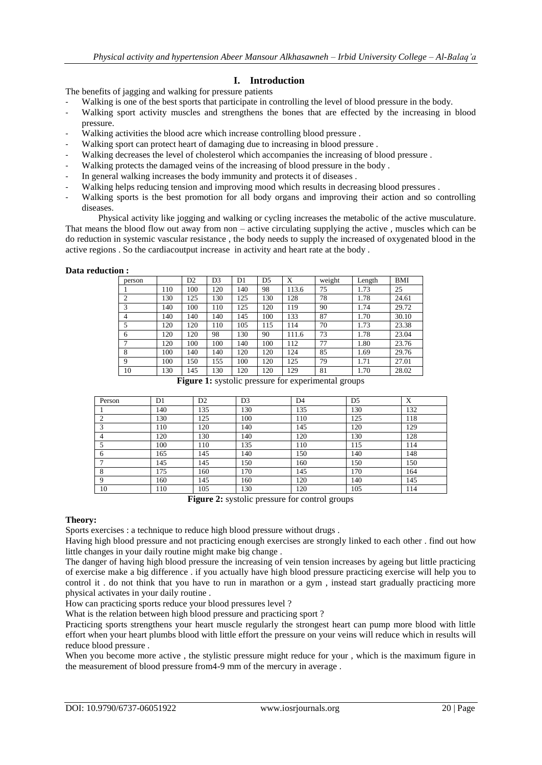## I. Introduction

The benefits of jagging and walking for pressure patients

- Walking is one of the best sports that participate in controlling the level of blood pressure in the body.
- Walking sport activity muscles and strengthens the bones that are effected by the increasing in blood pressure.
- Walking activities the blood acre which increase controlling blood pressure .
- Walking sport can protect heart of damaging due to increasing in blood pressure .
- Walking decreases the level of cholesterol which accompanies the increasing of blood pressure .
- Walking protects the damaged veins of the increasing of blood pressure in the body .
- In general walking increases the body immunity and protects it of diseases .
- Walking helps reducing tension and improving mood which results in decreasing blood pressures .
- Walking sports is the best promotion for all body organs and improving their action and so controlling diseases.

Physical activity like jogging and walking or cycling increases the metabolic of the active musculature. That means the blood flow out away from non – active circulating supplying the active , muscles which can be do reduction in systemic vascular resistance , the body needs to supply the increased of oxygenated blood in the active regions . So the cardiacoutput increase in activity and heart rate at the body .

**Data reduction :**

| person | | D2 | D3 | D1 | D5 | X | weight | Length | BMI |
|---|---|---|---|---|---|---|---|---|---|
| 1 | 110 | 100 | 120 | 140 | 98 | 113.6 | 75 | 1.73 | 25 |
| 2 | 130 | 125 | 130 | 125 | 130 | 128 | 78 | 1.78 | 24.61 |
| 3 | 140 | 100 | 110 | 125 | 120 | 119 | 90 | 1.74 | 29.72 |
| 4 | 140 | 140 | 140 | 145 | 100 | 133 | 87 | 1.70 | 30.10 |
| 5 | 120 | 120 | 110 | 105 | 115 | 114 | 70 | 1.73 | 23.38 |
| 6 | 120 | 120 | 98 | 130 | 90 | 111.6 | 73 | 1.78 | 23.04 |
| 7 | 120 | 100 | 100 | 140 | 100 | 112 | 77 | 1.80 | 23.76 |
| 8 | 100 | 140 | 140 | 120 | 120 | 124 | 85 | 1.69 | 29.76 |
| 9 | 100 | 150 | 155 | 100 | 120 | 125 | 79 | 1.71 | 27.01 |
| 10 | 130 | 145 | 130 | 120 | 120 | 129 | 81 | 1.70 | 28.02 |

**Figure 1:** systolic pressure for experimental groups

| Person | D1 | D2 | D3 | D4 | D5 | X |
|---|---|---|---|---|---|---|
| 1 | 140 | 135 | 130 | 135 | 130 | 132 |
| 2 | 130 | 125 | 100 | 110 | 125 | 118 |
| 3 | 110 | 120 | 140 | 145 | 120 | 129 |
| 4 | 120 | 130 | 140 | 120 | 130 | 128 |
| 5 | 100 | 110 | 135 | 110 | 115 | 114 |
| 6 | 165 | 145 | 140 | 150 | 140 | 148 |
| 7 | 145 | 145 | 150 | 160 | 150 | 150 |
| 8 | 175 | 160 | 170 | 145 | 170 | 164 |
| 9 | 160 | 145 | 160 | 120 | 140 | 145 |
| 10 | 110 | 105 | 130 | 120 | 105 | 114 |

**Figure 2:** systolic pressure for control groups

**Theory:**

Sports exercises : a technique to reduce high blood pressure without drugs .

Having high blood pressure and not practicing enough exercises are strongly linked to each other . find out how little changes in your daily routine might make big change .

The danger of having high blood pressure the increasing of vein tension increases by ageing but little practicing of exercise make a big difference . if you actually have high blood pressure practicing exercise will help you to control it . do not think that you have to run in marathon or a gym , instead start gradually practicing more physical activates in your daily routine .

How can practicing sports reduce your blood pressures level ?

What is the relation between high blood pressure and practicing sport ?

Practicing sports strengthens your heart muscle regularly the strongest heart can pump more blood with little effort when your heart plumbs blood with little effort the pressure on your veins will reduce which in results will reduce blood pressure .

When you become more active , the stylistic pressure might reduce for your , which is the maximum figure in the measurement of blood pressure from4-9 mm of the mercury in average .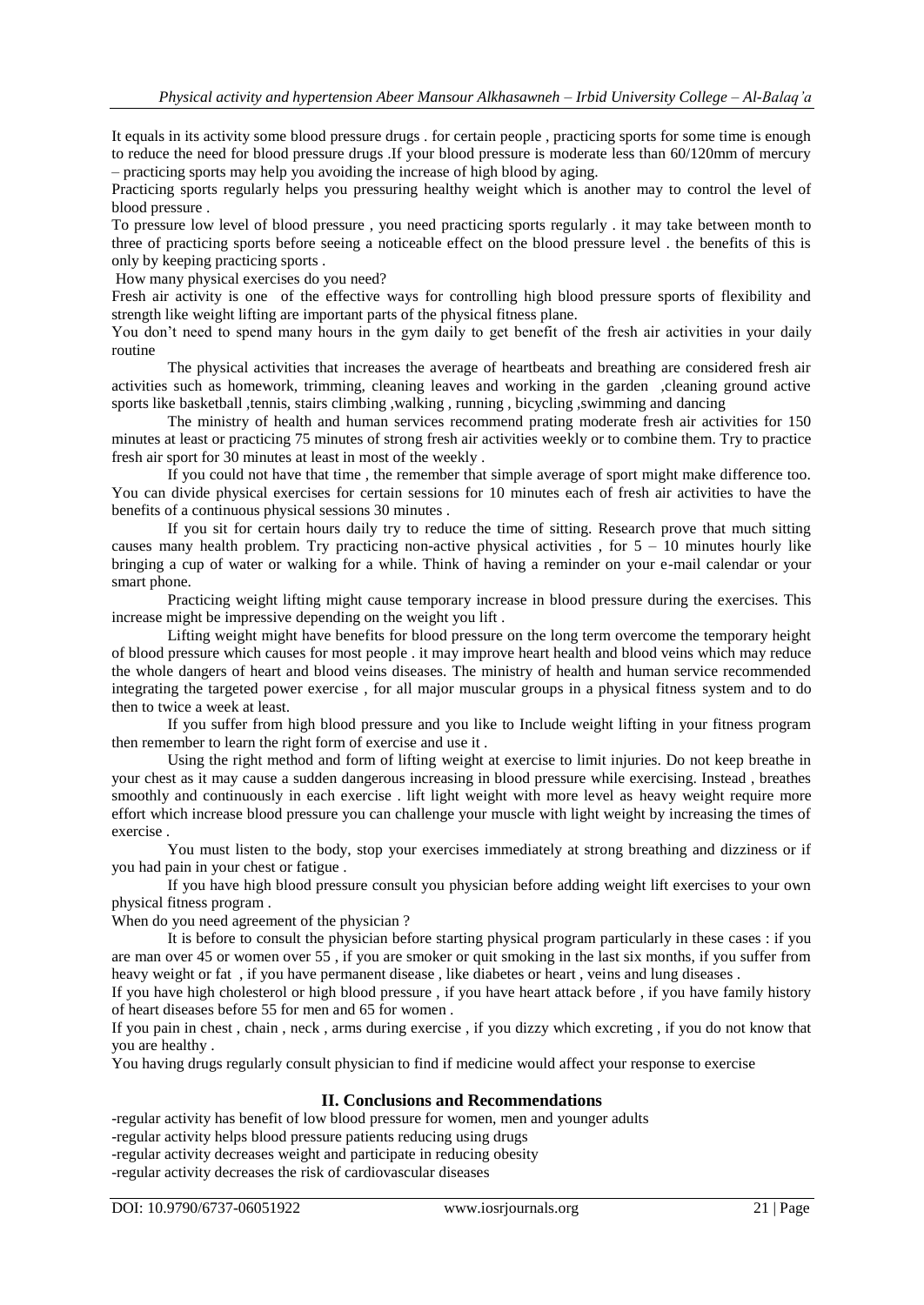It equals in its activity some blood pressure drugs . for certain people , practicing sports for some time is enough to reduce the need for blood pressure drugs .If your blood pressure is moderate less than 60/120mm of mercury – practicing sports may help you avoiding the increase of high blood by aging.

Practicing sports regularly helps you pressuring healthy weight which is another may to control the level of blood pressure .

To pressure low level of blood pressure , you need practicing sports regularly . it may take between month to three of practicing sports before seeing a noticeable effect on the blood pressure level . the benefits of this is only by keeping practicing sports .

How many physical exercises do you need?

Fresh air activity is one of the effective ways for controlling high blood pressure sports of flexibility and strength like weight lifting are important parts of the physical fitness plane.

You don't need to spend many hours in the gym daily to get benefit of the fresh air activities in your daily routine

The physical activities that increases the average of heartbeats and breathing are considered fresh air activities such as homework, trimming, cleaning leaves and working in the garden ,cleaning ground active sports like basketball ,tennis, stairs climbing ,walking , running , bicycling ,swimming and dancing

The ministry of health and human services recommend prating moderate fresh air activities for 150 minutes at least or practicing 75 minutes of strong fresh air activities weekly or to combine them. Try to practice fresh air sport for 30 minutes at least in most of the weekly .

If you could not have that time , the remember that simple average of sport might make difference too. You can divide physical exercises for certain sessions for 10 minutes each of fresh air activities to have the benefits of a continuous physical sessions 30 minutes .

If you sit for certain hours daily try to reduce the time of sitting. Research prove that much sitting causes many health problem. Try practicing non-active physical activities , for 5 – 10 minutes hourly like bringing a cup of water or walking for a while. Think of having a reminder on your e-mail calendar or your smart phone.

Practicing weight lifting might cause temporary increase in blood pressure during the exercises. This increase might be impressive depending on the weight you lift .

Lifting weight might have benefits for blood pressure on the long term overcome the temporary height of blood pressure which causes for most people . it may improve heart health and blood veins which may reduce the whole dangers of heart and blood veins diseases. The ministry of health and human service recommended integrating the targeted power exercise , for all major muscular groups in a physical fitness system and to do then to twice a week at least.

If you suffer from high blood pressure and you like to Include weight lifting in your fitness program then remember to learn the right form of exercise and use it .

Using the right method and form of lifting weight at exercise to limit injuries. Do not keep breathe in your chest as it may cause a sudden dangerous increasing in blood pressure while exercising. Instead , breathes smoothly and continuously in each exercise . lift light weight with more level as heavy weight require more effort which increase blood pressure you can challenge your muscle with light weight by increasing the times of exercise .

You must listen to the body, stop your exercises immediately at strong breathing and dizziness or if you had pain in your chest or fatigue .

If you have high blood pressure consult you physician before adding weight lift exercises to your own physical fitness program .

When do you need agreement of the physician ?

It is before to consult the physician before starting physical program particularly in these cases : if you are man over 45 or women over 55 , if you are smoker or quit smoking in the last six months, if you suffer from heavy weight or fat , if you have permanent disease , like diabetes or heart , veins and lung diseases .

If you have high cholesterol or high blood pressure , if you have heart attack before , if you have family history of heart diseases before 55 for men and 65 for women .

If you pain in chest , chain , neck , arms during exercise , if you dizzy which excreting , if you do not know that you are healthy .

You having drugs regularly consult physician to find if medicine would affect your response to exercise

## II. Conclusions and Recommendations

-regular activity has benefit of low blood pressure for women, men and younger adults

-regular activity helps blood pressure patients reducing using drugs

-regular activity decreases weight and participate in reducing obesity

-regular activity decreases the risk of cardiovascular diseases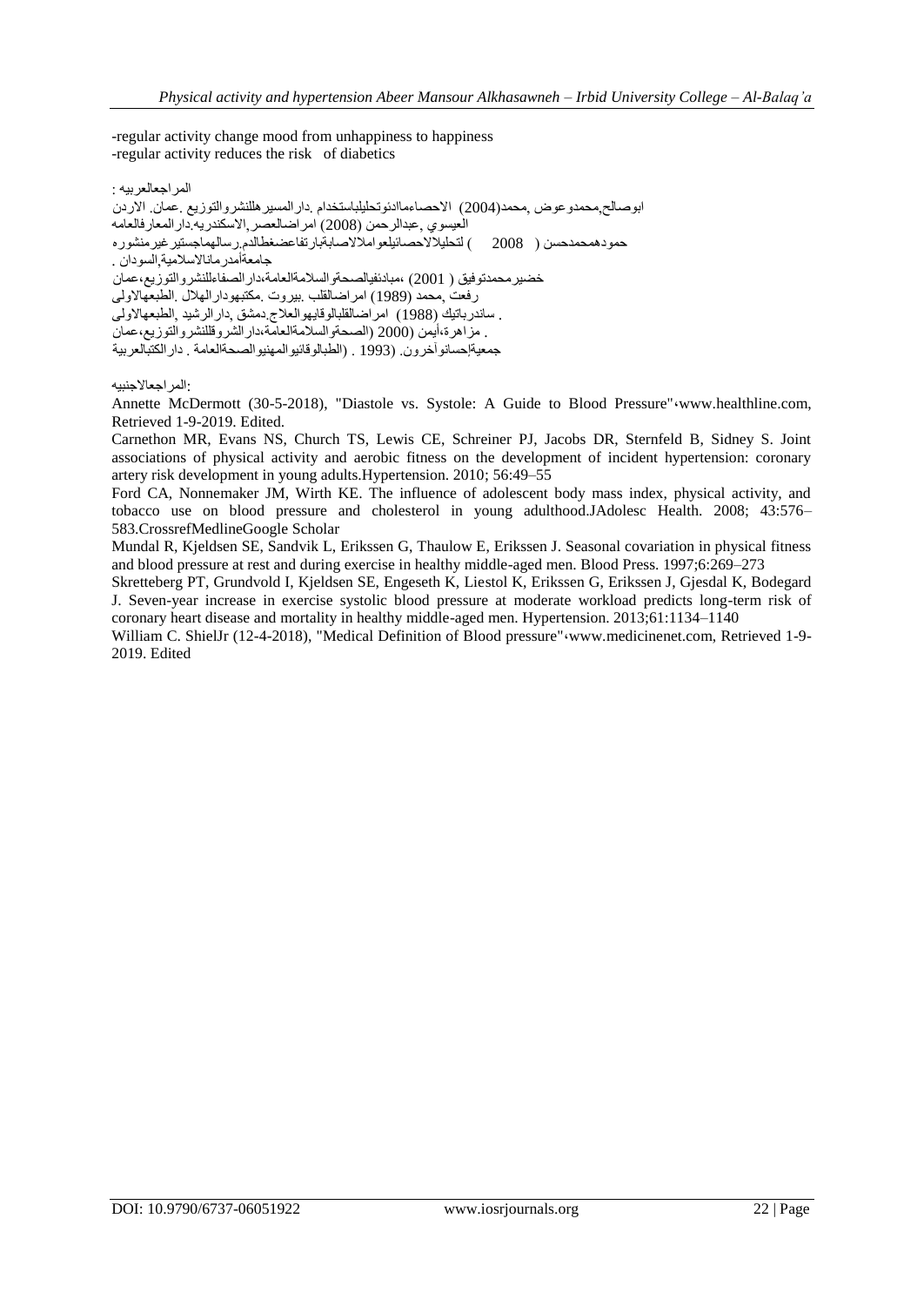-regular activity change mood from unhappiness to happiness
-regular activity reduces the risk of diabetics

المراجعالعربيه :

ابوصالح,محمدوعوض ,محمد(2004) الاحصاءمبادئوتحليلباستخدام .دارالمسيرهللنشروالتوزيع .عمان. الاردن
العيسوي ,عبدالرحمن (2008) امراضالعصر,الاسكندريه.دارالمعارفالعامه
حمودهمحمدحسن ( 2008 ) لتحليلالاحصائيلعواملالاصابةبارتفاعضغطالدم.رسالهماجستيرغيرمنشوره جامعةأمدرمانالاسلامية,السودان .
خضيرمحمدتوفيق ( 2001) ،مبادئفيالصحةوالسلامةالعامة،دارالصفاءللنشروالتوزيع،عمان
رفعت ,محمد (1989) امراضالقلب .بيروت .مكتبهودارالهلال .الطبعهالاولى
. ساندرباتيك (1988) امراضالقلبالوقايهوالعلاج.دمشق ,دارالرشيد ,الطبعهالاولى
. مزاهرة،أيمن (2000 (الصحةوالسلامةالعامة،دارالشروقللنشروالتوزيع،عمان
جمعيةإحسانوآخرون. (1993 . (الطبالوقائيوالمهنيوالصحةالعامة . دارالكتبالعربية

:المراجعالاجنبيه

Annette McDermott (30-5-2018), "Diastole vs. Systole: A Guide to Blood Pressure"،www.healthline.com, Retrieved 1-9-2019. Edited.

Carnethon MR, Evans NS, Church TS, Lewis CE, Schreiner PJ, Jacobs DR, Sternfeld B, Sidney S. Joint associations of physical activity and aerobic fitness on the development of incident hypertension: coronary artery risk development in young adults.Hypertension. 2010; 56:49–55

Ford CA, Nonnemaker JM, Wirth KE. The influence of adolescent body mass index, physical activity, and tobacco use on blood pressure and cholesterol in young adulthood.JAdolesc Health. 2008; 43:576–583.CrossrefMedlineGoogle Scholar

Mundal R, Kjeldsen SE, Sandvik L, Erikssen G, Thaulow E, Erikssen J. Seasonal covariation in physical fitness and blood pressure at rest and during exercise in healthy middle-aged men. Blood Press. 1997;6:269–273

Skretteberg PT, Grundvold I, Kjeldsen SE, Engeseth K, Liestol K, Erikssen G, Erikssen J, Gjesdal K, Bodegard J. Seven-year increase in exercise systolic blood pressure at moderate workload predicts long-term risk of coronary heart disease and mortality in healthy middle-aged men. Hypertension. 2013;61:1134–1140

William C. ShielJr (12-4-2018), "Medical Definition of Blood pressure"،www.medicinenet.com, Retrieved 1-9-2019. Edited